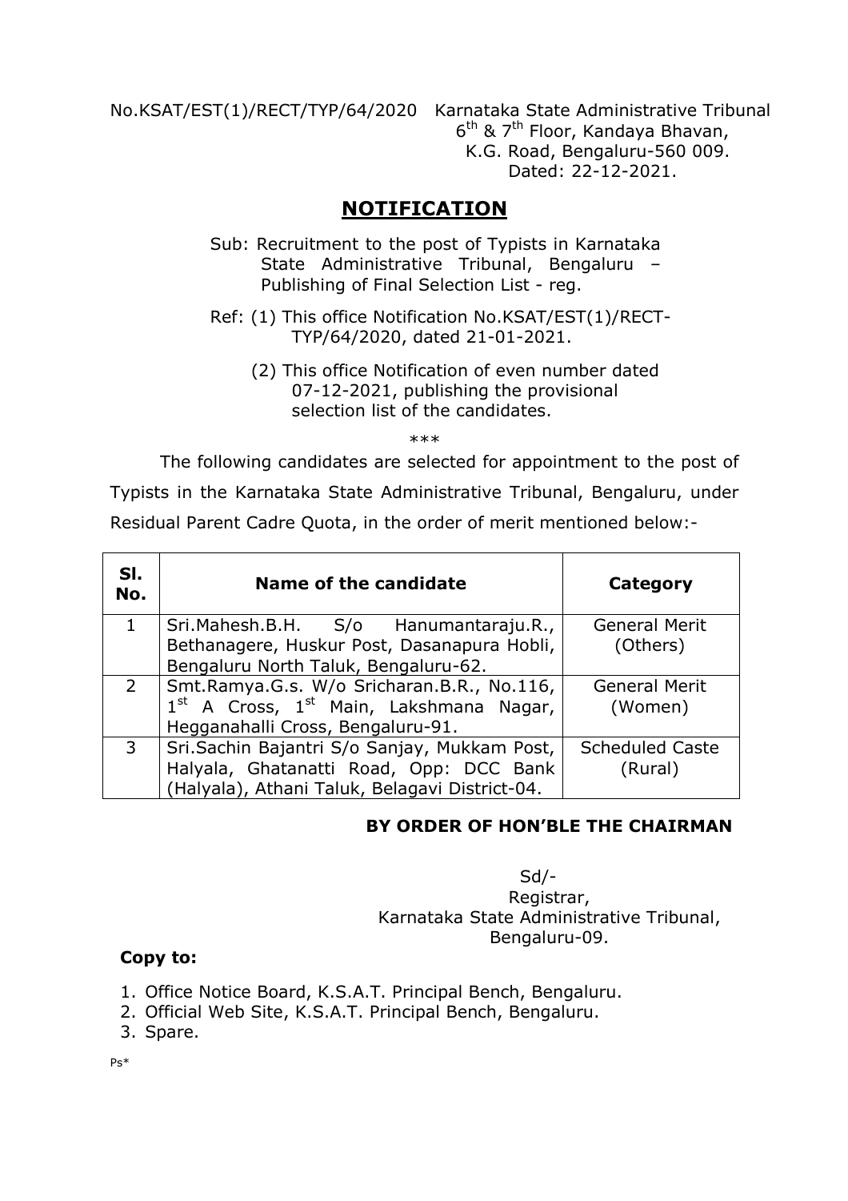No.KSAT/EST(1)/RECT/TYP/64/2020 Karnataka State Administrative Tribunal
6th & 7th Floor, Kandaya Bhavan,
K.G. Road, Bengaluru-560 009.
Dated: 22-12-2021.

# NOTIFICATION

Sub: Recruitment to the post of Typists in Karnataka State Administrative Tribunal, Bengaluru – Publishing of Final Selection List - reg.

Ref: (1) This office Notification No.KSAT/EST(1)/RECT-TYP/64/2020, dated 21-01-2021.

(2) This office Notification of even number dated 07-12-2021, publishing the provisional selection list of the candidates.

\*\*\*

The following candidates are selected for appointment to the post of Typists in the Karnataka State Administrative Tribunal, Bengaluru, under Residual Parent Cadre Quota, in the order of merit mentioned below:-

| Sl. No. | Name of the candidate | Category |
|---|---|---|
| 1 | Sri.Mahesh.B.H. S/o Hanumantaraju.R., Bethanagere, Huskur Post, Dasanapura Hobli, Bengaluru North Taluk, Bengaluru-62. | General Merit (Others) |
| 2 | Smt.Ramya.G.s. W/o Sricharan.B.R., No.116, 1st A Cross, 1st Main, Lakshmana Nagar, Hegganahalli Cross, Bengaluru-91. | General Merit (Women) |
| 3 | Sri.Sachin Bajantri S/o Sanjay, Mukkam Post, Halyala, Ghatanatti Road, Opp: DCC Bank (Halyala), Athani Taluk, Belagavi District-04. | Scheduled Caste (Rural) |

**BY ORDER OF HON'BLE THE CHAIRMAN**

Sd/-
Registrar,
Karnataka State Administrative Tribunal,
Bengaluru-09.

**Copy to:**

1. Office Notice Board, K.S.A.T. Principal Bench, Bengaluru.
2. Official Web Site, K.S.A.T. Principal Bench, Bengaluru.
3. Spare.

Ps*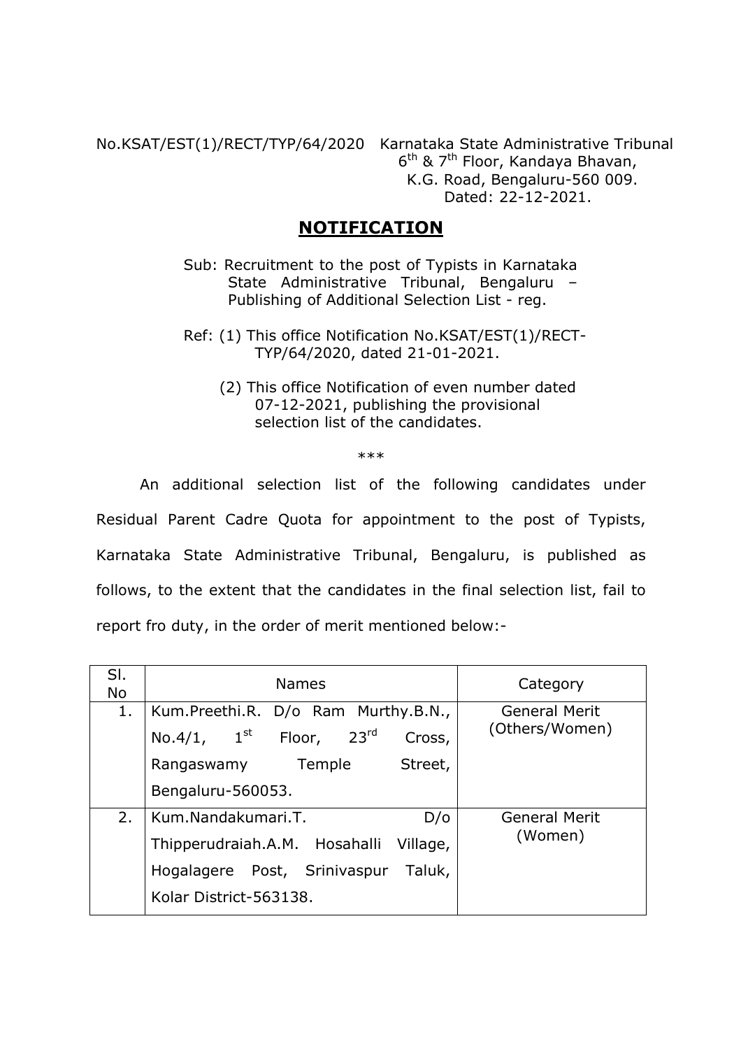No.KSAT/EST(1)/RECT/TYP/64/2020 Karnataka State Administrative Tribunal
6th & 7th Floor, Kandaya Bhavan,
K.G. Road, Bengaluru-560 009.
Dated: 22-12-2021.

## NOTIFICATION

Sub: Recruitment to the post of Typists in Karnataka State Administrative Tribunal, Bengaluru – Publishing of Additional Selection List - reg.

Ref: (1) This office Notification No.KSAT/EST(1)/RECT-TYP/64/2020, dated 21-01-2021.

(2) This office Notification of even number dated 07-12-2021, publishing the provisional selection list of the candidates.

\*\*\*

An additional selection list of the following candidates under Residual Parent Cadre Quota for appointment to the post of Typists, Karnataka State Administrative Tribunal, Bengaluru, is published as follows, to the extent that the candidates in the final selection list, fail to report fro duty, in the order of merit mentioned below:-

| Sl. No | Names | Category |
|---|---|---|
| 1. | Kum.Preethi.R. D/o Ram Murthy.B.N., No.4/1, 1st Floor, 23rd Cross, Rangaswamy Temple Street, Bengaluru-560053. | General Merit (Others/Women) |
| 2. | Kum.Nandakumari.T. D/o Thipperudraiah.A.M. Hosahalli Village, Hogalagere Post, Srinivaspur Taluk, Kolar District-563138. | General Merit (Women) |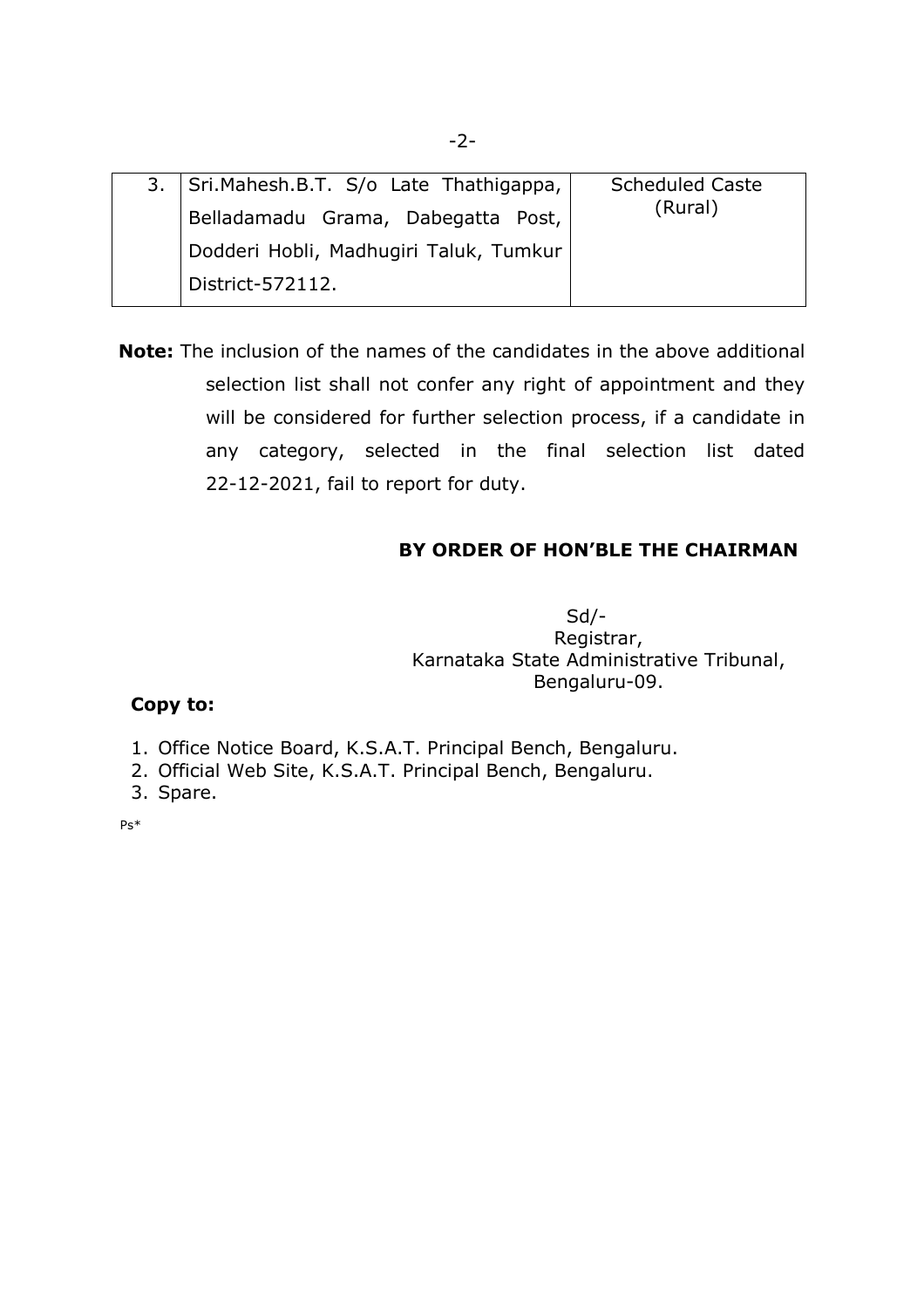| | | |
|---|---|---|
| 3. | Sri.Mahesh.B.T. S/o Late Thathigappa, Belladamadu Grama, Dabegatta Post, Dodderi Hobli, Madhugiri Taluk, Tumkur District-572112. | Scheduled Caste (Rural) |

**Note:** The inclusion of the names of the candidates in the above additional selection list shall not confer any right of appointment and they will be considered for further selection process, if a candidate in any category, selected in the final selection list dated 22-12-2021, fail to report for duty.

**BY ORDER OF HON'BLE THE CHAIRMAN**

Sd/-
Registrar,
Karnataka State Administrative Tribunal,
Bengaluru-09.

**Copy to:**

1. Office Notice Board, K.S.A.T. Principal Bench, Bengaluru.
2. Official Web Site, K.S.A.T. Principal Bench, Bengaluru.
3. Spare.

Ps*